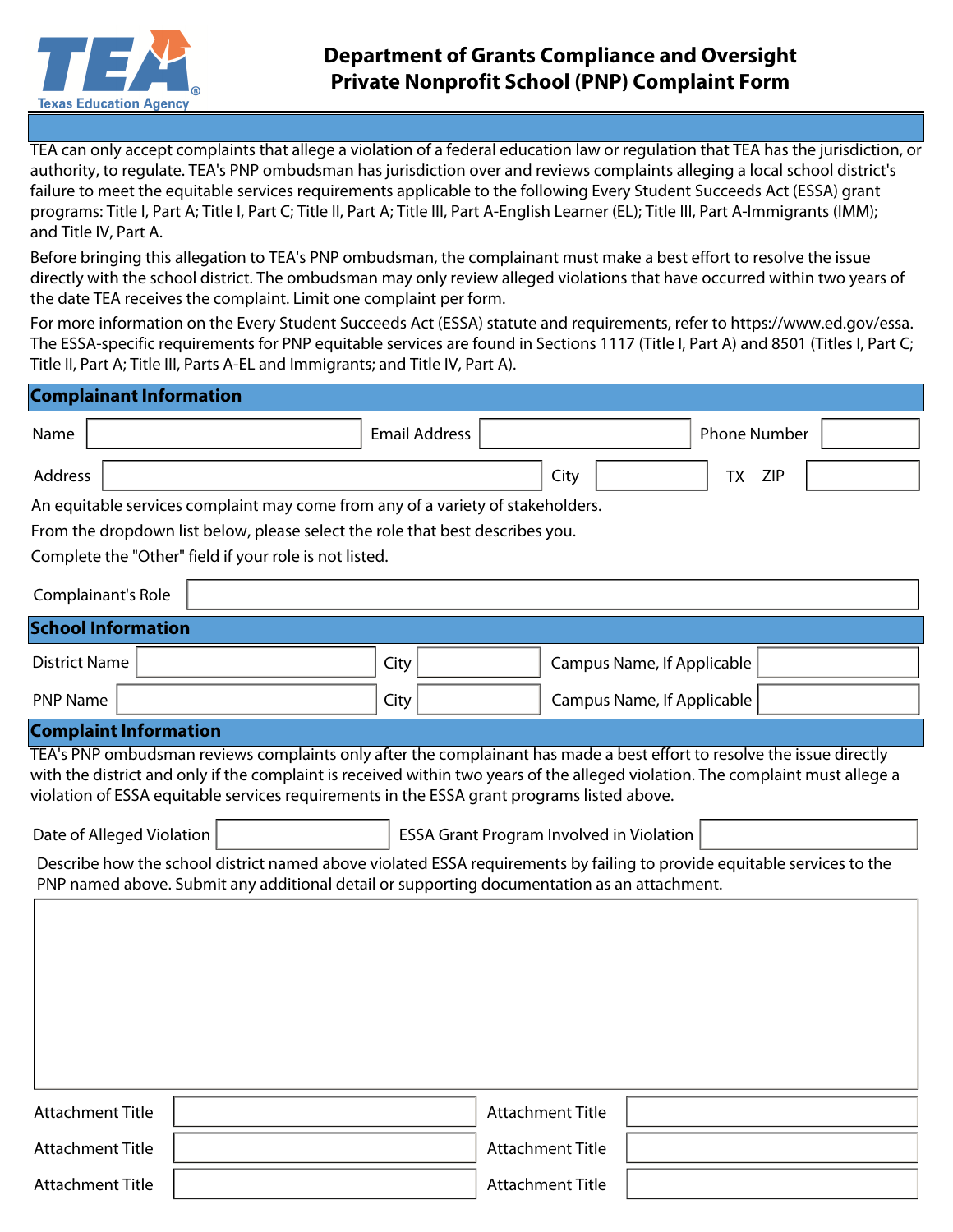Texas Education Agency

# Department of Grants Compliance and Oversight
# Private Nonprofit School (PNP) Complaint Form

TEA can only accept complaints that allege a violation of a federal education law or regulation that TEA has the jurisdiction, or authority, to regulate. TEA's PNP ombudsman has jurisdiction over and reviews complaints alleging a local school district's failure to meet the equitable services requirements applicable to the following Every Student Succeeds Act (ESSA) grant programs: Title I, Part A; Title I, Part C; Title II, Part A; Title III, Part A-English Learner (EL); Title III, Part A-Immigrants (IMM); and Title IV, Part A.

Before bringing this allegation to TEA's PNP ombudsman, the complainant must make a best effort to resolve the issue directly with the school district. The ombudsman may only review alleged violations that have occurred within two years of the date TEA receives the complaint. Limit one complaint per form.

For more information on the Every Student Succeeds Act (ESSA) statute and requirements, refer to https://www.ed.gov/essa. The ESSA-specific requirements for PNP equitable services are found in Sections 1117 (Title I, Part A) and 8501 (Titles I, Part C; Title II, Part A; Title III, Parts A-EL and Immigrants; and Title IV, Part A).

## Complainant Information

Name ______ Email Address ______ Phone Number ______

Address ______ City ______ TX ZIP ______

An equitable services complaint may come from any of a variety of stakeholders.

From the dropdown list below, please select the role that best describes you.

Complete the "Other" field if your role is not listed.

Complaint's Role ______

## School Information

District Name ______ City ______ Campus Name, If Applicable ______

PNP Name ______ City ______ Campus Name, If Applicable ______

## Complaint Information

TEA's PNP ombudsman reviews complaints only after the complainant has made a best effort to resolve the issue directly with the district and only if the complaint is received within two years of the alleged violation. The complaint must allege a violation of ESSA equitable services requirements in the ESSA grant programs listed above.

Date of Alleged Violation ______ ESSA Grant Program Involved in Violation ______

Describe how the school district named above violated ESSA requirements by failing to provide equitable services to the PNP named above. Submit any additional detail or supporting documentation as an attachment.

Attachment Title ______ Attachment Title ______

Attachment Title ______ Attachment Title ______

Attachment Title ______ Attachment Title ______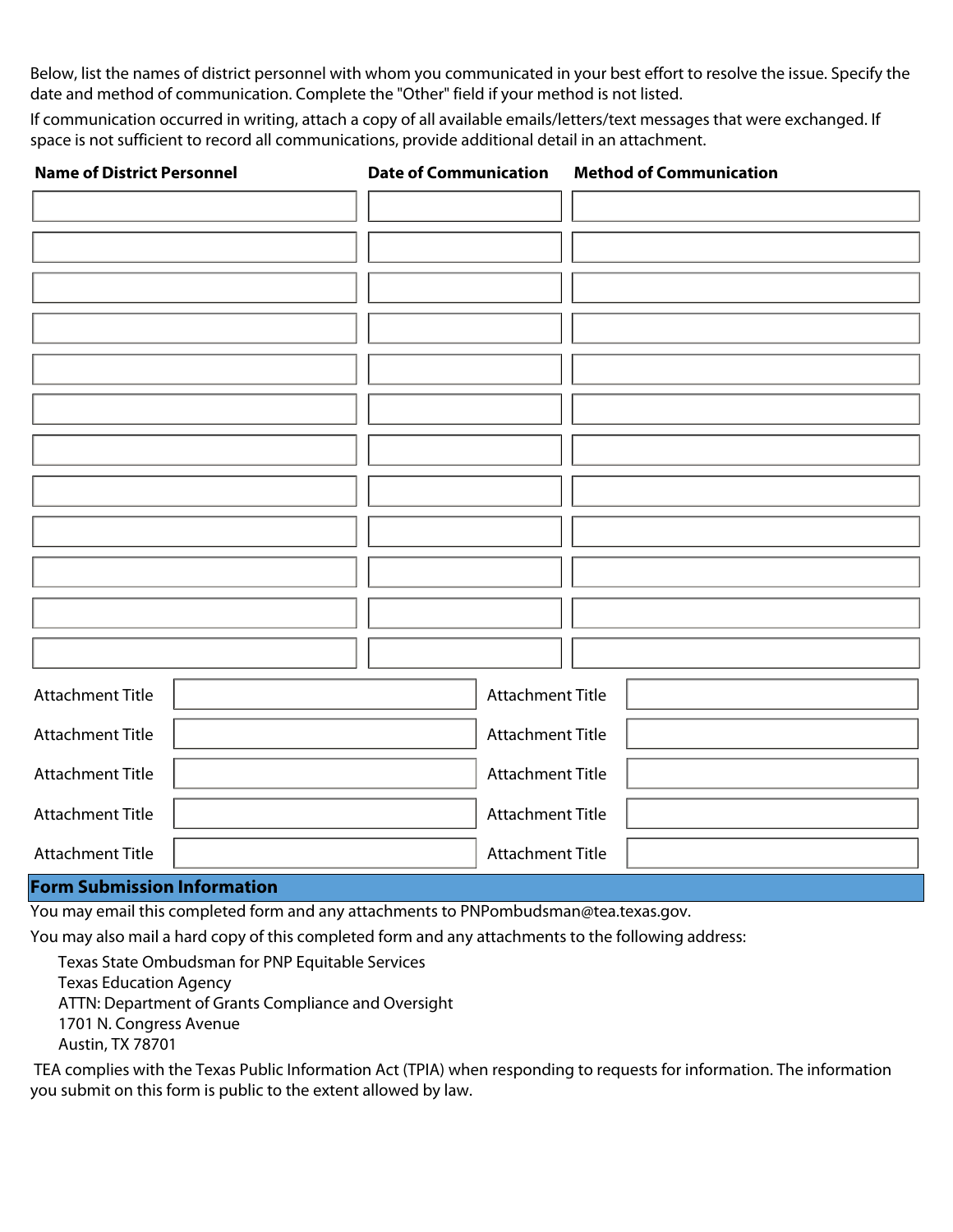Below, list the names of district personnel with whom you communicated in your best effort to resolve the issue. Specify the date and method of communication. Complete the "Other" field if your method is not listed.

If communication occurred in writing, attach a copy of all available emails/letters/text messages that were exchanged. If space is not sufficient to record all communications, provide additional detail in an attachment.

| Name of District Personnel | Date of Communication | Method of Communication |
|---|---|---|
| | | |
| | | |
| | | |
| | | |
| | | |
| | | |
| | | |
| | | |
| | | |
| | | |
| | | |
| | | |

| | | | |
|---|---|---|---|
| Attachment Title | | Attachment Title | |
| Attachment Title | | Attachment Title | |
| Attachment Title | | Attachment Title | |
| Attachment Title | | Attachment Title | |
| Attachment Title | | Attachment Title | |

## Form Submission Information

You may email this completed form and any attachments to PNPombudsman@tea.texas.gov.

You may also mail a hard copy of this completed form and any attachments to the following address:

Texas State Ombudsman for PNP Equitable Services
Texas Education Agency
ATTN: Department of Grants Compliance and Oversight
1701 N. Congress Avenue
Austin, TX 78701

TEA complies with the Texas Public Information Act (TPIA) when responding to requests for information. The information you submit on this form is public to the extent allowed by law.